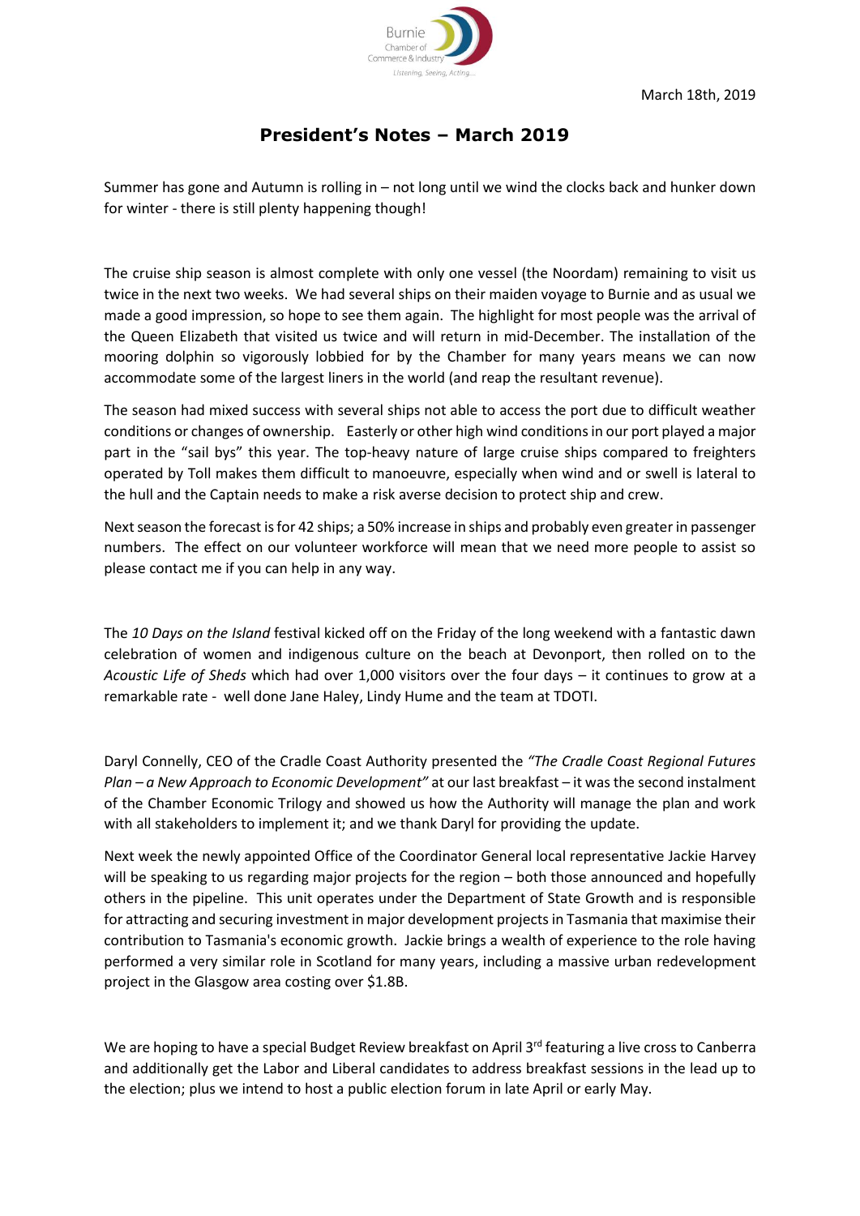Burnie Chamber of Commerce & Industry
Listening, Seeing, Acting...

March 18th, 2019

# President's Notes – March 2019

Summer has gone and Autumn is rolling in – not long until we wind the clocks back and hunker down for winter - there is still plenty happening though!

The cruise ship season is almost complete with only one vessel (the Noordam) remaining to visit us twice in the next two weeks. We had several ships on their maiden voyage to Burnie and as usual we made a good impression, so hope to see them again. The highlight for most people was the arrival of the Queen Elizabeth that visited us twice and will return in mid-December. The installation of the mooring dolphin so vigorously lobbied for by the Chamber for many years means we can now accommodate some of the largest liners in the world (and reap the resultant revenue).

The season had mixed success with several ships not able to access the port due to difficult weather conditions or changes of ownership. Easterly or other high wind conditions in our port played a major part in the "sail bys" this year. The top-heavy nature of large cruise ships compared to freighters operated by Toll makes them difficult to manoeuvre, especially when wind and or swell is lateral to the hull and the Captain needs to make a risk averse decision to protect ship and crew.

Next season the forecast is for 42 ships; a 50% increase in ships and probably even greater in passenger numbers. The effect on our volunteer workforce will mean that we need more people to assist so please contact me if you can help in any way.

The *10 Days on the Island* festival kicked off on the Friday of the long weekend with a fantastic dawn celebration of women and indigenous culture on the beach at Devonport, then rolled on to the *Acoustic Life of Sheds* which had over 1,000 visitors over the four days – it continues to grow at a remarkable rate - well done Jane Haley, Lindy Hume and the team at TDOTI.

Daryl Connelly, CEO of the Cradle Coast Authority presented the *"The Cradle Coast Regional Futures Plan – a New Approach to Economic Development"* at our last breakfast – it was the second instalment of the Chamber Economic Trilogy and showed us how the Authority will manage the plan and work with all stakeholders to implement it; and we thank Daryl for providing the update.

Next week the newly appointed Office of the Coordinator General local representative Jackie Harvey will be speaking to us regarding major projects for the region – both those announced and hopefully others in the pipeline. This unit operates under the Department of State Growth and is responsible for attracting and securing investment in major development projects in Tasmania that maximise their contribution to Tasmania's economic growth. Jackie brings a wealth of experience to the role having performed a very similar role in Scotland for many years, including a massive urban redevelopment project in the Glasgow area costing over $1.8B.

We are hoping to have a special Budget Review breakfast on April 3rd featuring a live cross to Canberra and additionally get the Labor and Liberal candidates to address breakfast sessions in the lead up to the election; plus we intend to host a public election forum in late April or early May.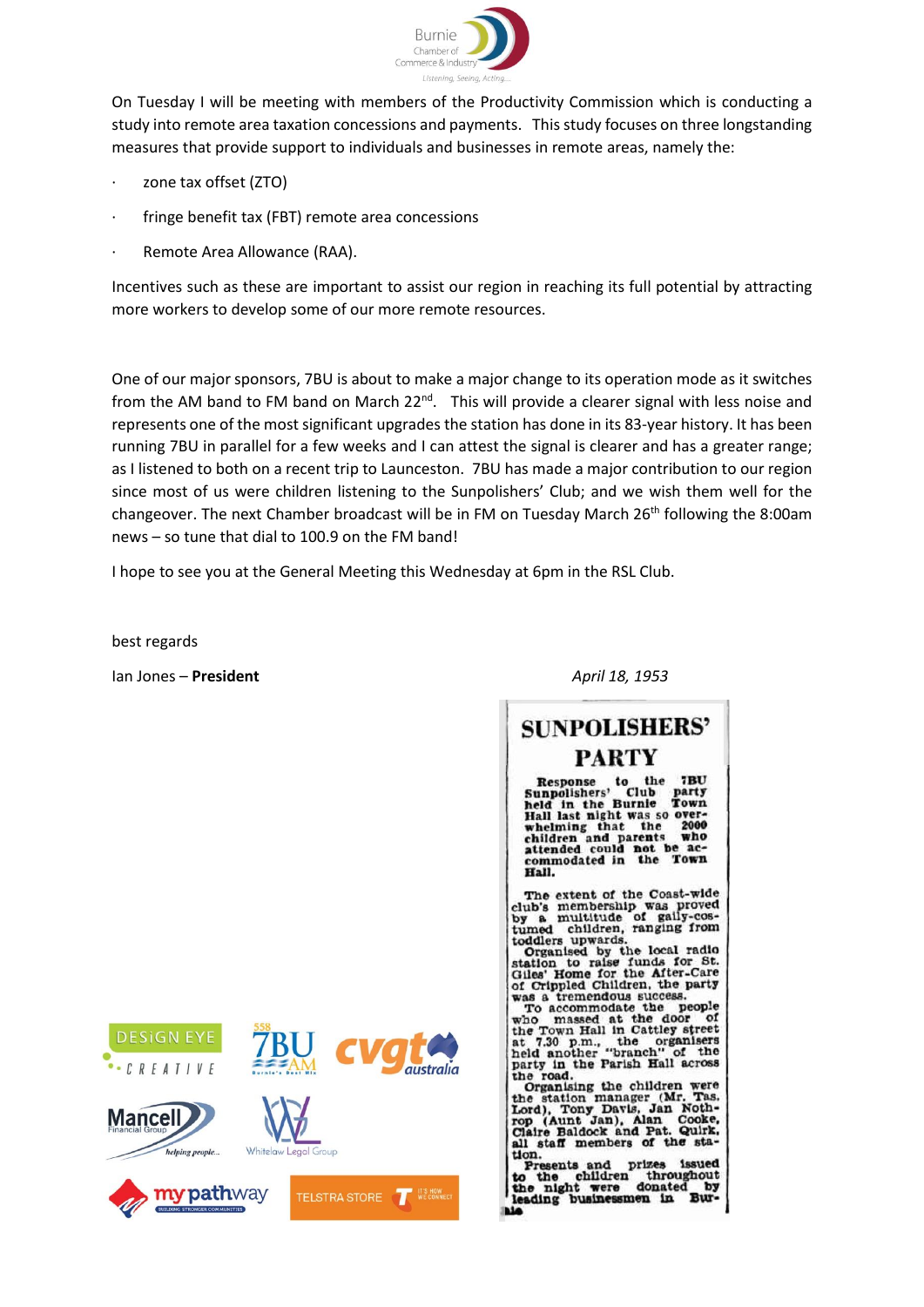On Tuesday I will be meeting with members of the Productivity Commission which is conducting a study into remote area taxation concessions and payments. This study focuses on three longstanding measures that provide support to individuals and businesses in remote areas, namely the:

- zone tax offset (ZTO)
- fringe benefit tax (FBT) remote area concessions
- Remote Area Allowance (RAA).

Incentives such as these are important to assist our region in reaching its full potential by attracting more workers to develop some of our more remote resources.

One of our major sponsors, 7BU is about to make a major change to its operation mode as it switches from the AM band to FM band on March 22nd. This will provide a clearer signal with less noise and represents one of the most significant upgrades the station has done in its 83-year history. It has been running 7BU in parallel for a few weeks and I can attest the signal is clearer and has a greater range; as I listened to both on a recent trip to Launceston. 7BU has made a major contribution to our region since most of us were children listening to the Sunpolishers' Club; and we wish them well for the changeover. The next Chamber broadcast will be in FM on Tuesday March 26th following the 8:00am news – so tune that dial to 100.9 on the FM band!

I hope to see you at the General Meeting this Wednesday at 6pm in the RSL Club.

best regards

Ian Jones – **President**

*April 18, 1953*

## SUNPOLISHERS' PARTY

**Response to the 7BU Sunpolishers' Club party held in the Burnie Town Hall last night was so overwhelming that the 2000 children and parents who attended could not be accommodated in the Town Hall.**

The extent of the Coast-wide club's membership was proved by a multitude of gaily-costumed children, ranging from toddlers upwards.

Organised by the local radio station to raise funds for St. Giles' Home for the After-Care of Crippled Children, the party was a tremendous success.

To accommodate the people who massed at the door of the Town Hall in Cattley street at 7.30 p.m., the organisers held another "branch" of the party in the Parish Hall across the road.

Organising the children were the station manager (Mr. Tas. Lord), Tony Davis, Jan Nothrop (Aunt Jan), Alan Cooke, Claire Baldock and Pat. Quirk, all staff members of the station.

Presents and prizes issued to the children throughout the night were donated by leading businessmen in Burnie